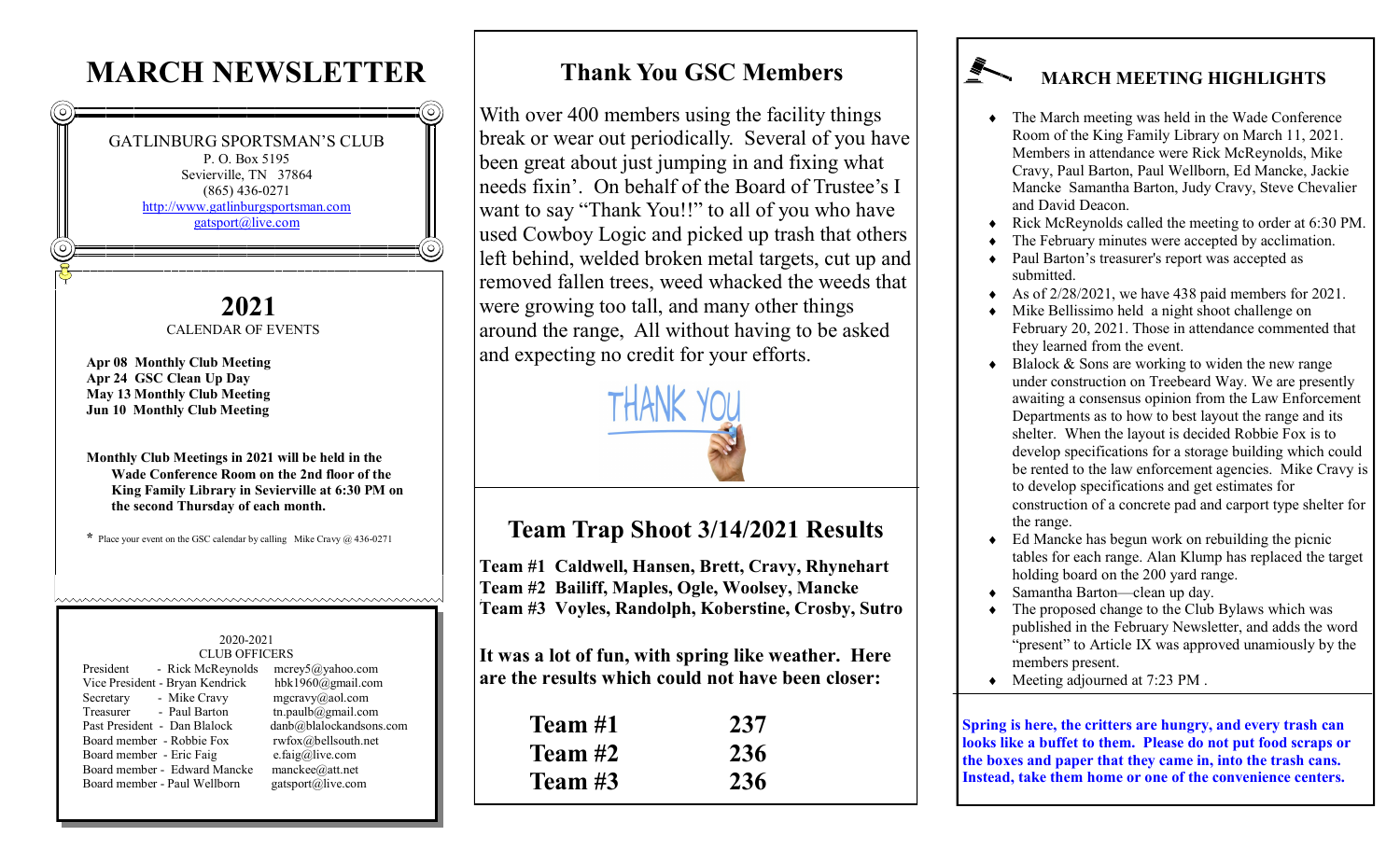# MARCH NEWSLETTER

GATLINBURG SPORTSMAN'S CLUB
P. O. Box 5195
Sevierville, TN 37864
(865) 436-0271
http://www.gatlinburgsportsman.com
gatsport@live.com

## 2021

CALENDAR OF EVENTS

**Apr 08 Monthly Club Meeting**
**Apr 24 GSC Clean Up Day**
**May 13 Monthly Club Meeting**
**Jun 10 Monthly Club Meeting**

**Monthly Club Meetings in 2021 will be held in the Wade Conference Room on the 2nd floor of the King Family Library in Sevierville at 6:30 PM on the second Thursday of each month.**

* Place your event on the GSC calendar by calling Mike Cravy @ 436-0271

2020-2021
CLUB OFFICERS

| | |
|---|---|
| President - Rick McReynolds | mcrey5@yahoo.com |
| Vice President - Bryan Kendrick | hbk1960@gmail.com |
| Secretary - Mike Cravy | mgcravy@aol.com |
| Treasurer - Paul Barton | tn.paulb@gmail.com |
| Past President - Dan Blalock | danb@blalockandsons.com |
| Board member - Robbie Fox | rwfox@bellsouth.net |
| Board member - Eric Faig | e.faig@live.com |
| Board member - Edward Mancke | manckee@att.net |
| Board member - Paul Wellborn | gatsport@live.com |

## Thank You GSC Members

With over 400 members using the facility things break or wear out periodically. Several of you have been great about just jumping in and fixing what needs fixin'. On behalf of the Board of Trustee's I want to say "Thank You!!" to all of you who have used Cowboy Logic and picked up trash that others left behind, welded broken metal targets, cut up and removed fallen trees, weed whacked the weeds that were growing too tall, and many other things around the range, All without having to be asked and expecting no credit for your efforts.

THANK YOU

## Team Trap Shoot 3/14/2021 Results

**Team #1 Caldwell, Hansen, Brett, Cravy, Rhynehart**
**Team #2 Bailiff, Maples, Ogle, Woolsey, Mancke**
**Team #3 Voyles, Randolph, Koberstine, Crosby, Sutro**

**It was a lot of fun, with spring like weather. Here are the results which could not have been closer:**

| Team | Score |
|---|---|
| **Team #1** | **237** |
| **Team #2** | **236** |
| **Team #3** | **236** |

## MARCH MEETING HIGHLIGHTS

- The March meeting was held in the Wade Conference Room of the King Family Library on March 11, 2021. Members in attendance were Rick McReynolds, Mike Cravy, Paul Barton, Paul Wellborn, Ed Mancke, Jackie Mancke Samantha Barton, Judy Cravy, Steve Chevalier and David Deacon.
- Rick McReynolds called the meeting to order at 6:30 PM.
- The February minutes were accepted by acclimation.
- Paul Barton's treasurer's report was accepted as submitted.
- As of 2/28/2021, we have 438 paid members for 2021.
- Mike Bellissimo held a night shoot challenge on February 20, 2021. Those in attendance commented that they learned from the event.
- Blalock & Sons are working to widen the new range under construction on Treebeard Way. We are presently awaiting a consensus opinion from the Law Enforcement Departments as to how to best layout the range and its shelter. When the layout is decided Robbie Fox is to develop specifications for a storage building which could be rented to the law enforcement agencies. Mike Cravy is to develop specifications and get estimates for construction of a concrete pad and carport type shelter for the range.
- Ed Mancke has begun work on rebuilding the picnic tables for each range. Alan Klump has replaced the target holding board on the 200 yard range.
- Samantha Barton—clean up day.
- The proposed change to the Club Bylaws which was published in the February Newsletter, and adds the word "present" to Article IX was approved unamiously by the members present.
- Meeting adjourned at 7:23 PM .

**Spring is here, the critters are hungry, and every trash can looks like a buffet to them. Please do not put food scraps or the boxes and paper that they came in, into the trash cans. Instead, take them home or one of the convenience centers.**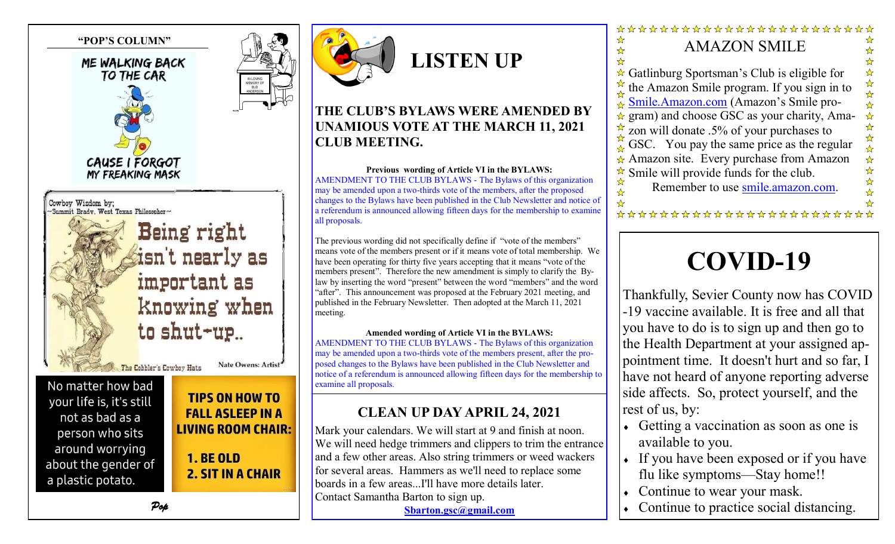## "POP'S COLUMN"

ME WALKING BACK TO THE CAR

CAUSE I FORGOT MY FREAKING MASK

IN LOVING MEMORY OF BUD ANDERSON

Cowboy Wisdom by; ~Summit Brady, West Texas Philosopher~

Being right isn't nearly as important as knowing when to shut-up..

The Cobbler's Cowboy Hats

Nate Owens: Artist

No matter how bad your life is, it's still not as bad as a person who sits around worrying about the gender of a plastic potato.

**TIPS ON HOW TO FALL ASLEEP IN A LIVING ROOM CHAIR:**

1. BE OLD
2. SIT IN A CHAIR

*Pop*

# LISTEN UP

## THE CLUB'S BYLAWS WERE AMENDED BY UNAMIOUS VOTE AT THE MARCH 11, 2021 CLUB MEETING.

**Previous wording of Article VI in the BYLAWS:**

AMENDMENT TO THE CLUB BYLAWS - The Bylaws of this organization may be amended upon a two-thirds vote of the members, after the proposed changes to the Bylaws have been published in the Club Newsletter and notice of a referendum is announced allowing fifteen days for the membership to examine all proposals.

The previous wording did not specifically define if "vote of the members" means vote of the members present or if it means vote of total membership. We have been operating for thirty five years accepting that it means "vote of the members present". Therefore the new amendment is simply to clarify the By-law by inserting the word "present" between the word "members" and the word "after". This announcement was proposed at the February 2021 meeting, and published in the February Newsletter. Then adopted at the March 11, 2021 meeting.

**Amended wording of Article VI in the BYLAWS:**

AMENDMENT TO THE CLUB BYLAWS - The Bylaws of this organization may be amended upon a two-thirds vote of the members present, after the proposed changes to the Bylaws have been published in the Club Newsletter and notice of a referendum is announced allowing fifteen days for the membership to examine all proposals.

## CLEAN UP DAY APRIL 24, 2021

Mark your calendars. We will start at 9 and finish at noon. We will need hedge trimmers and clippers to trim the entrance and a few other areas. Also string trimmers or weed wackers for several areas. Hammers as we'll need to replace some boards in a few areas...I'll have more details later.
Contact Samantha Barton to sign up.

**Sbarton.gsc@gmail.com**

## AMAZON SMILE

Gatlinburg Sportsman's Club is eligible for the Amazon Smile program. If you sign in to Smile.Amazon.com (Amazon's Smile program) and choose GSC as your charity, Amazon will donate .5% of your purchases to GSC. You pay the same price as the regular Amazon site. Every purchase from Amazon Smile will provide funds for the club.

Remember to use smile.amazon.com.

# COVID-19

Thankfully, Sevier County now has COVID-19 vaccine available. It is free and all that you have to do is to sign up and then go to the Health Department at your assigned appointment time. It doesn't hurt and so far, I have not heard of anyone reporting adverse side affects. So, protect yourself, and the rest of us, by:

- Getting a vaccination as soon as one is available to you.
- If you have been exposed or if you have flu like symptoms—Stay home!!
- Continue to wear your mask.
- Continue to practice social distancing.